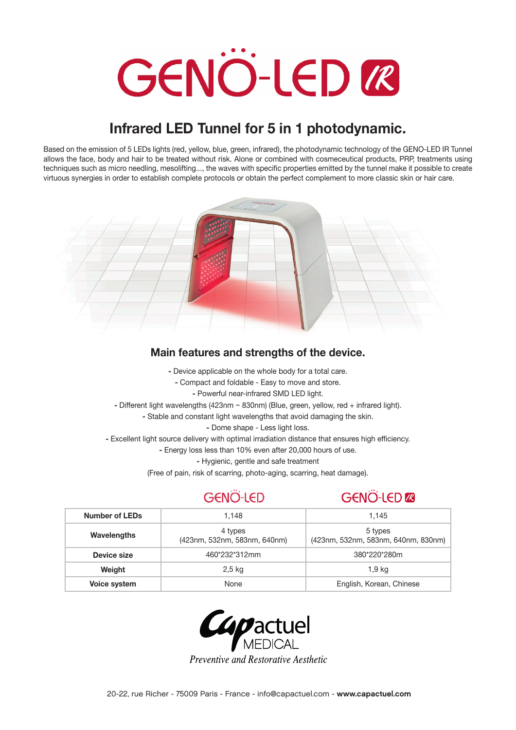# GENO-LED IR

## Infrared LED Tunnel for 5 in 1 photodynamic.

Based on the emission of 5 LEDs lights (red, yellow, blue, green, infrared), the photodynamic technology of the GENO-LED IR Tunnel allows the face, body and hair to be treated without risk. Alone or combined with cosmeceutical products, PRP, treatments using techniques such as micro needling, mesolifting..., the waves with specific properties emitted by the tunnel make it possible to create virtuous synergies in order to establish complete protocols or obtain the perfect complement to more classic skin or hair care.

### Main features and strengths of the device.

- Device applicable on the whole body for a total care.
- Compact and foldable - Easy to move and store.
- Powerful near-infrared SMD LED light.
- Different light wavelengths (423nm ~ 830nm) (Blue, green, yellow, red + infrared light).
- Stable and constant light wavelengths that avoid damaging the skin.
- Dome shape - Less light loss.
- Excellent light source delivery with optimal irradiation distance that ensures high efficiency.
- Energy loss less than 10% even after 20,000 hours of use.
- Hygienic, gentle and safe treatment (Free of pain, risk of scarring, photo-aging, scarring, heat damage).

| | GENO-LED | GENO-LED IR |
|---|---|---|
| **Number of LEDs** | 1,148 | 1,145 |
| **Wavelengths** | 4 types (423nm, 532nm, 583nm, 640nm) | 5 types (423nm, 532nm, 583nm, 640nm, 830nm) |
| **Device size** | 460*232*312mm | 380*220*280m |
| **Weight** | 2,5 kg | 1,9 kg |
| **Voice system** | None | English, Korean, Chinese |

Capactuel MEDICAL

*Preventive and Restorative Aesthetic*

20-22, rue Richer - 75009 Paris - France - info@capactuel.com - **www.capactuel.com**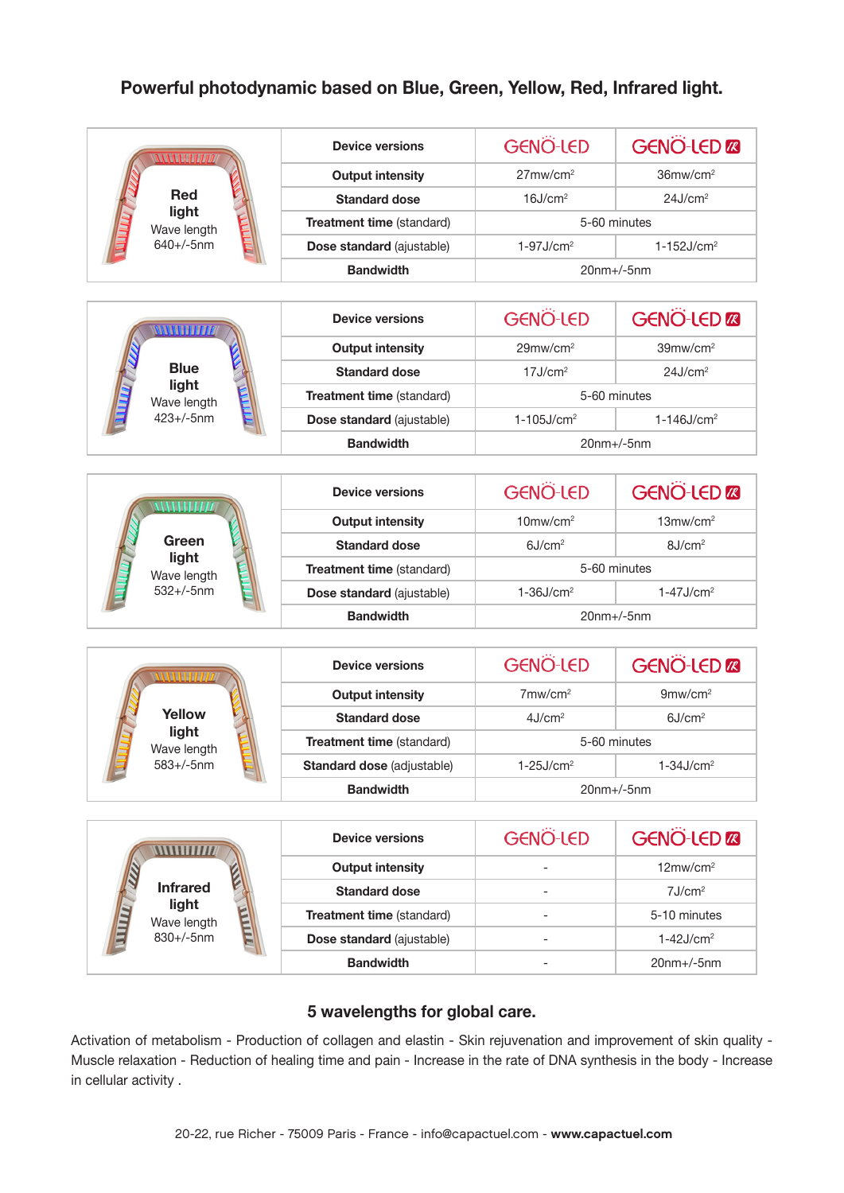## Powerful photodynamic based on Blue, Green, Yellow, Red, Infrared light.

| Red light Wave length 640+/-5nm | Device versions | GENO-LED | GENO-LED R |
|---|---|---|---|
| | **Output intensity** | 27mw/cm² | 36mw/cm² |
| | **Standard dose** | 16J/cm² | 24J/cm² |
| | **Treatment time** (standard) | 5-60 minutes | |
| | **Dose standard** (ajustable) | 1-97J/cm² | 1-152J/cm² |
| | **Bandwidth** | 20nm+/-5nm | |

| Blue light Wave length 423+/-5nm | Device versions | GENO-LED | GENO-LED R |
|---|---|---|---|
| | **Output intensity** | 29mw/cm² | 39mw/cm² |
| | **Standard dose** | 17J/cm² | 24J/cm² |
| | **Treatment time** (standard) | 5-60 minutes | |
| | **Dose standard** (ajustable) | 1-105J/cm² | 1-146J/cm² |
| | **Bandwidth** | 20nm+/-5nm | |

| Green light Wave length 532+/-5nm | Device versions | GENO-LED | GENO-LED R |
|---|---|---|---|
| | **Output intensity** | 10mw/cm² | 13mw/cm² |
| | **Standard dose** | 6J/cm² | 8J/cm² |
| | **Treatment time** (standard) | 5-60 minutes | |
| | **Dose standard** (ajustable) | 1-36J/cm² | 1-47J/cm² |
| | **Bandwidth** | 20nm+/-5nm | |

| Yellow light Wave length 583+/-5nm | Device versions | GENO-LED | GENO-LED R |
|---|---|---|---|
| | **Output intensity** | 7mw/cm² | 9mw/cm² |
| | **Standard dose** | 4J/cm² | 6J/cm² |
| | **Treatment time** (standard) | 5-60 minutes | |
| | **Standard dose** (adjustable) | 1-25J/cm² | 1-34J/cm² |
| | **Bandwidth** | 20nm+/-5nm | |

| Infrared light Wave length 830+/-5nm | Device versions | GENO-LED | GENO-LED R |
|---|---|---|---|
| | **Output intensity** | - | 12mw/cm² |
| | **Standard dose** | - | 7J/cm² |
| | **Treatment time** (standard) | - | 5-10 minutes |
| | **Dose standard** (ajustable) | - | 1-42J/cm² |
| | **Bandwidth** | - | 20nm+/-5nm |

### 5 wavelengths for global care.

Activation of metabolism - Production of collagen and elastin - Skin rejuvenation and improvement of skin quality - Muscle relaxation - Reduction of healing time and pain - Increase in the rate of DNA synthesis in the body - Increase in cellular activity .

20-22, rue Richer - 75009 Paris - France - info@capactuel.com - **www.capactuel.com**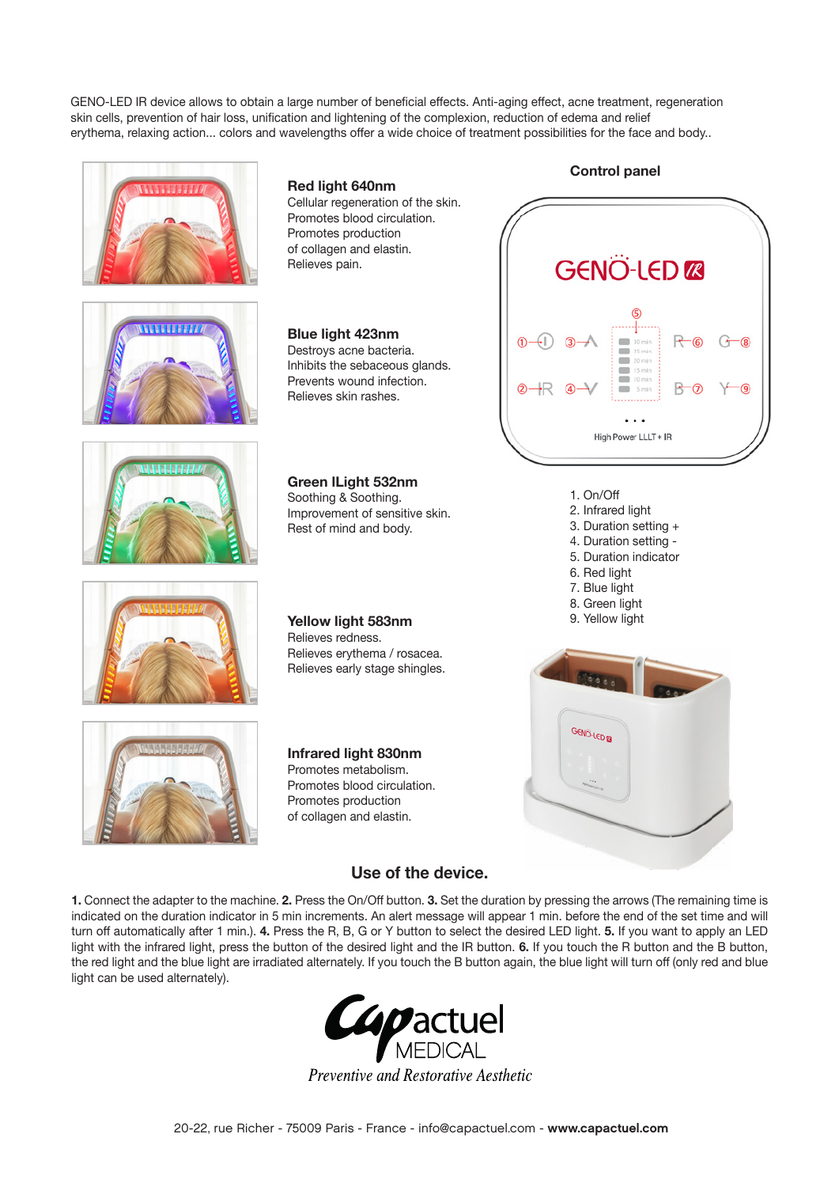GENO-LED IR device allows to obtain a large number of beneficial effects. Anti-aging effect, acne treatment, regeneration skin cells, prevention of hair loss, unification and lightening of the complexion, reduction of edema and relief erythema, relaxing action... colors and wavelengths offer a wide choice of treatment possibilities for the face and body..

**Red light 640nm**
Cellular regeneration of the skin.
Promotes blood circulation.
Promotes production
of collagen and elastin.
Relieves pain.

**Blue light 423nm**
Destroys acne bacteria.
Inhibits the sebaceous glands.
Prevents wound infection.
Relieves skin rashes.

**Green lLight 532nm**
Soothing & Soothing.
Improvement of sensitive skin.
Rest of mind and body.

**Yellow light 583nm**
Relieves redness.
Relieves erythema / rosacea.
Relieves early stage shingles.

**Infrared light 830nm**
Promotes metabolism.
Promotes blood circulation.
Promotes production
of collagen and elastin.

**Control panel**

GENO-LED IR

30 min
25 min
20 min
15 min
10 min
5 min

High Power LLLT + IR

1. On/Off
2. Infrared light
3. Duration setting +
4. Duration setting -
5. Duration indicator
6. Red light
7. Blue light
8. Green light
9. Yellow light

## Use of the device.

**1.** Connect the adapter to the machine. **2.** Press the On/Off button. **3.** Set the duration by pressing the arrows (The remaining time is indicated on the duration indicator in 5 min increments. An alert message will appear 1 min. before the end of the set time and will turn off automatically after 1 min.). **4.** Press the R, B, G or Y button to select the desired LED light. **5.** If you want to apply an LED light with the infrared light, press the button of the desired light and the IR button. **6.** If you touch the R button and the B button, the red light and the blue light are irradiated alternately. If you touch the B button again, the blue light will turn off (only red and blue light can be used alternately).

Capactuel MEDICAL
*Preventive and Restorative Aesthetic*

20-22, rue Richer - 75009 Paris - France - info@capactuel.com - **www.capactuel.com**